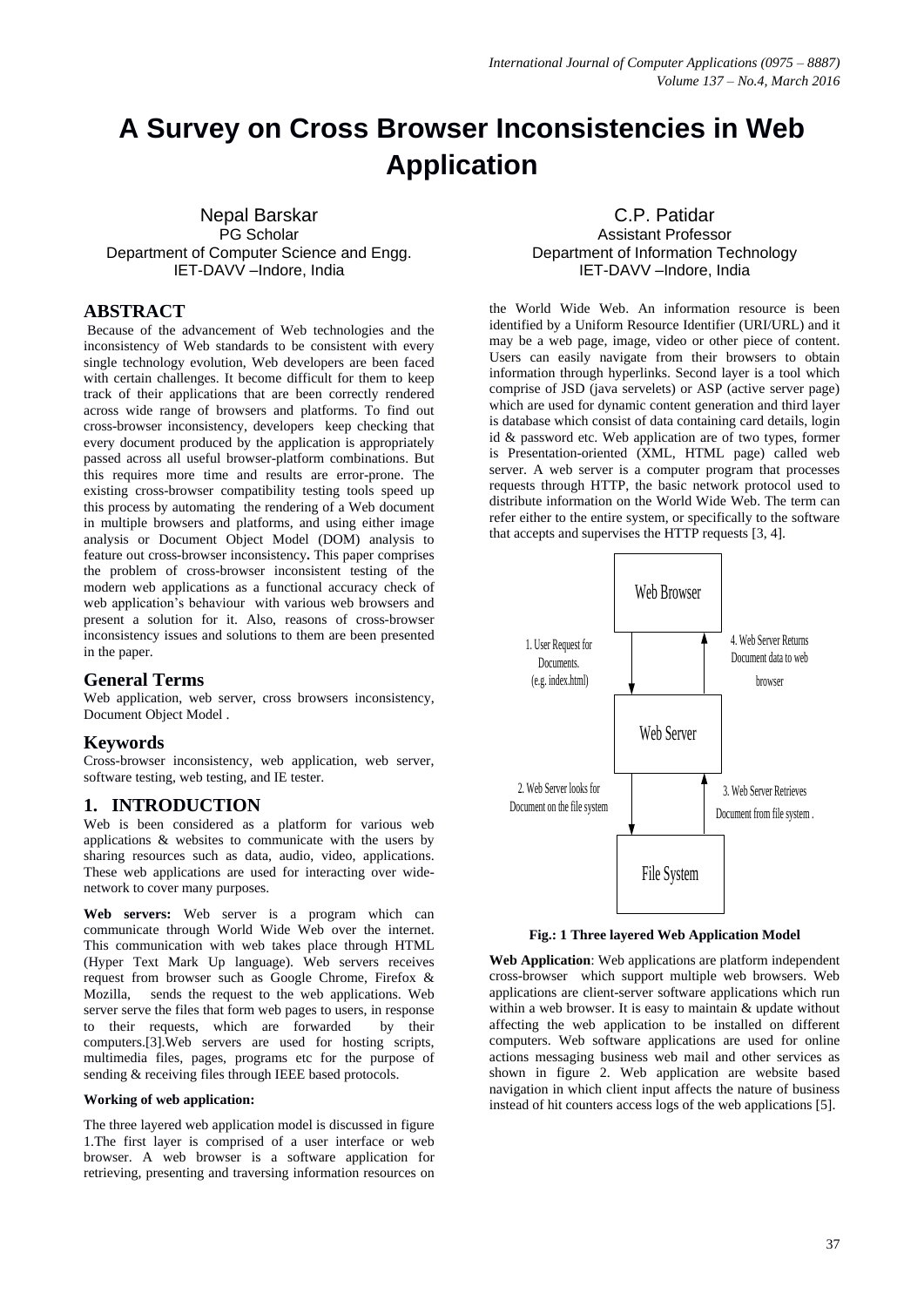# A Survey on Cross Browser Inconsistencies in Web Application

Nepal Barskar
PG Scholar
Department of Computer Science and Engg.
IET-DAVV –Indore, India

C.P. Patidar
Assistant Professor
Department of Information Technology
IET-DAVV –Indore, India

## ABSTRACT

Because of the advancement of Web technologies and the inconsistency of Web standards to be consistent with every single technology evolution, Web developers are been faced with certain challenges. It become difficult for them to keep track of their applications that are been correctly rendered across wide range of browsers and platforms. To find out cross-browser inconsistency, developers keep checking that every document produced by the application is appropriately passed across all useful browser-platform combinations. But this requires more time and results are error-prone. The existing cross-browser compatibility testing tools speed up this process by automating the rendering of a Web document in multiple browsers and platforms, and using either image analysis or Document Object Model (DOM) analysis to feature out cross-browser inconsistency**.** This paper comprises the problem of cross-browser inconsistent testing of the modern web applications as a functional accuracy check of web application's behaviour with various web browsers and present a solution for it. Also, reasons of cross-browser inconsistency issues and solutions to them are been presented in the paper.

## General Terms

Web application, web server, cross browsers inconsistency, Document Object Model .

## Keywords

Cross-browser inconsistency, web application, web server, software testing, web testing, and IE tester.

## 1. INTRODUCTION

Web is been considered as a platform for various web applications & websites to communicate with the users by sharing resources such as data, audio, video, applications. These web applications are used for interacting over wide-network to cover many purposes.

**Web servers:** Web server is a program which can communicate through World Wide Web over the internet. This communication with web takes place through HTML (Hyper Text Mark Up language). Web servers receives request from browser such as Google Chrome, Firefox & Mozilla, sends the request to the web applications. Web server serve the files that form web pages to users, in response to their requests, which are forwarded by their computers.[3].Web servers are used for hosting scripts, multimedia files, pages, programs etc for the purpose of sending & receiving files through IEEE based protocols.

**Working of web application:**

The three layered web application model is discussed in figure 1.The first layer is comprised of a user interface or web browser. A web browser is a software application for retrieving, presenting and traversing information resources on the World Wide Web. An information resource is been identified by a Uniform Resource Identifier (URI/URL) and it may be a web page, image, video or other piece of content. Users can easily navigate from their browsers to obtain information through hyperlinks. Second layer is a tool which comprise of JSD (java servelets) or ASP (active server page) which are used for dynamic content generation and third layer is database which consist of data containing card details, login id & password etc. Web application are of two types, former is Presentation-oriented (XML, HTML page) called web server. A web server is a computer program that processes requests through HTTP, the basic network protocol used to distribute information on the World Wide Web. The term can refer either to the entire system, or specifically to the software that accepts and supervises the HTTP requests [3, 4].

Web Browser

1. User Request for Documents. (e.g. index.html)

4. Web Server Returns Document data to web browser

Web Server

2. Web Server looks for Document on the file system

3. Web Server Retrieves Document from file system .

File System

**Fig.: 1 Three layered Web Application Model**

**Web Application**: Web applications are platform independent cross-browser which support multiple web browsers. Web applications are client-server software applications which run within a web browser. It is easy to maintain & update without affecting the web application to be installed on different computers. Web software applications are used for online actions messaging business web mail and other services as shown in figure 2. Web application are website based navigation in which client input affects the nature of business instead of hit counters access logs of the web applications [5].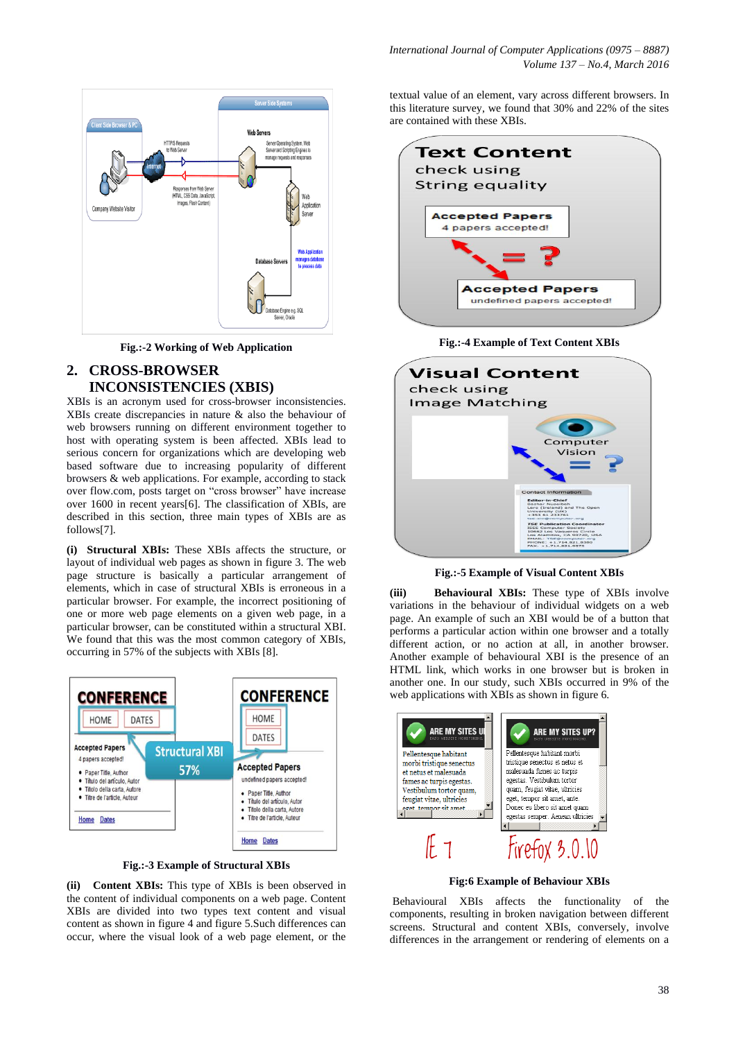Fig.:-2 Working of Web Application

## 2. CROSS-BROWSER INCONSISTENCIES (XBIS)

XBIs is an acronym used for cross-browser inconsistencies. XBIs create discrepancies in nature & the behaviour of web browsers running on different environment together to host with operating system is been affected. XBIs lead to serious concern for organizations which are developing web based software due to increasing popularity of different browsers & web applications. For example, according to stack over flow.com, posts target on "cross browser" have increase over 1600 in recent years[6]. The classification of XBIs, are described in this section, three main types of XBIs are as follows[7].

**(i) Structural XBIs:** These XBIs affects the structure, or layout of individual web pages as shown in figure 3. The web page structure is basically a particular arrangement of elements, which in case of structural XBIs is erroneous in a particular browser. For example, the incorrect positioning of one or more web page elements on a given web page, in a particular browser, can be constituted within a structural XBI. We found that this was the most common category of XBIs, occurring in 57% of the subjects with XBIs [8].

Fig.:-3 Example of Structural XBIs

**(ii) Content XBIs:** This type of XBIs is been observed in the content of individual components on a web page. Content XBIs are divided into two types text content and visual content as shown in figure 4 and figure 5.Such differences can occur, where the visual look of a web page element, or the textual value of an element, vary across different browsers. In this literature survey, we found that 30% and 22% of the sites are contained with these XBIs.

Fig.:-4 Example of Text Content XBIs

Fig.:-5 Example of Visual Content XBIs

**(iii) Behavioural XBIs:** These type of XBIs involve variations in the behaviour of individual widgets on a web page. An example of such an XBI would be of a button that performs a particular action within one browser and a totally different action, or no action at all, in another browser. Another example of behavioural XBI is the presence of an HTML link, which works in one browser but is broken in another one. In our study, such XBIs occurred in 9% of the web applications with XBIs as shown in figure 6.

Fig:6 Example of Behaviour XBIs

Behavioural XBIs affects the functionality of the components, resulting in broken navigation between different screens. Structural and content XBIs, conversely, involve differences in the arrangement or rendering of elements on a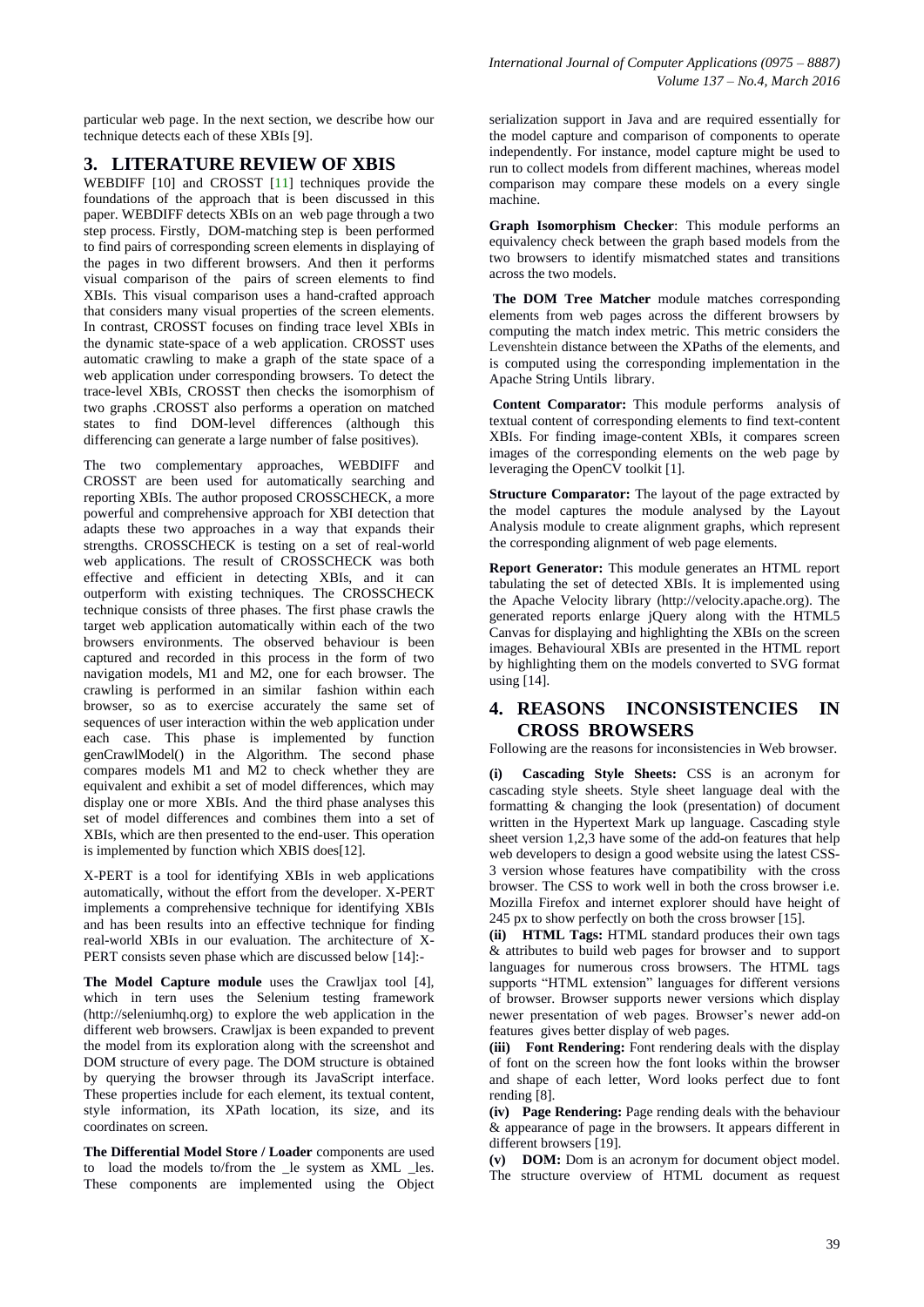particular web page. In the next section, we describe how our technique detects each of these XBIs [9].

## 3. LITERATURE REVIEW OF XBIS

WEBDIFF [10] and CROSST [11] techniques provide the foundations of the approach that is been discussed in this paper. WEBDIFF detects XBIs on an web page through a two step process. Firstly, DOM-matching step is been performed to find pairs of corresponding screen elements in displaying of the pages in two different browsers. And then it performs visual comparison of the pairs of screen elements to find XBIs. This visual comparison uses a hand-crafted approach that considers many visual properties of the screen elements. In contrast, CROSST focuses on finding trace level XBIs in the dynamic state-space of a web application. CROSST uses automatic crawling to make a graph of the state space of a web application under corresponding browsers. To detect the trace-level XBIs, CROSST then checks the isomorphism of two graphs .CROSST also performs a operation on matched states to find DOM-level differences (although this differencing can generate a large number of false positives).

The two complementary approaches, WEBDIFF and CROSST are been used for automatically searching and reporting XBIs. The author proposed CROSSCHECK, a more powerful and comprehensive approach for XBI detection that adapts these two approaches in a way that expands their strengths. CROSSCHECK is testing on a set of real-world web applications. The result of CROSSCHECK was both effective and efficient in detecting XBIs, and it can outperform with existing techniques. The CROSSCHECK technique consists of three phases. The first phase crawls the target web application automatically within each of the two browsers environments. The observed behaviour is been captured and recorded in this process in the form of two navigation models, M1 and M2, one for each browser. The crawling is performed in an similar fashion within each browser, so as to exercise accurately the same set of sequences of user interaction within the web application under each case. This phase is implemented by function genCrawlModel() in the Algorithm. The second phase compares models M1 and M2 to check whether they are equivalent and exhibit a set of model differences, which may display one or more XBIs. And the third phase analyses this set of model differences and combines them into a set of XBIs, which are then presented to the end-user. This operation is implemented by function which XBIS does[12].

X-PERT is a tool for identifying XBIs in web applications automatically, without the effort from the developer. X-PERT implements a comprehensive technique for identifying XBIs and has been results into an effective technique for finding real-world XBIs in our evaluation. The architecture of X-PERT consists seven phase which are discussed below [14]:-

**The Model Capture module** uses the Crawljax tool [4], which in tern uses the Selenium testing framework (http://seleniumhq.org) to explore the web application in the different web browsers. Crawljax is been expanded to prevent the model from its exploration along with the screenshot and DOM structure of every page. The DOM structure is obtained by querying the browser through its JavaScript interface. These properties include for each element, its textual content, style information, its XPath location, its size, and its coordinates on screen.

**The Differential Model Store / Loader** components are used to load the models to/from the _le system as XML _les. These components are implemented using the Object serialization support in Java and are required essentially for the model capture and comparison of components to operate independently. For instance, model capture might be used to run to collect models from different machines, whereas model comparison may compare these models on a every single machine.

**Graph Isomorphism Checker**: This module performs an equivalency check between the graph based models from the two browsers to identify mismatched states and transitions across the two models.

**The DOM Tree Matcher** module matches corresponding elements from web pages across the different browsers by computing the match index metric. This metric considers the Levenshtein distance between the XPaths of the elements, and is computed using the corresponding implementation in the Apache String Untils library.

**Content Comparator:** This module performs analysis of textual content of corresponding elements to find text-content XBIs. For finding image-content XBIs, it compares screen images of the corresponding elements on the web page by leveraging the OpenCV toolkit [1].

**Structure Comparator:** The layout of the page extracted by the model captures the module analysed by the Layout Analysis module to create alignment graphs, which represent the corresponding alignment of web page elements.

**Report Generator:** This module generates an HTML report tabulating the set of detected XBIs. It is implemented using the Apache Velocity library (http://velocity.apache.org). The generated reports enlarge jQuery along with the HTML5 Canvas for displaying and highlighting the XBIs on the screen images. Behavioural XBIs are presented in the HTML report by highlighting them on the models converted to SVG format using [14].

## 4. REASONS INCONSISTENCIES IN CROSS BROWSERS

Following are the reasons for inconsistencies in Web browser.

**(i) Cascading Style Sheets:** CSS is an acronym for cascading style sheets. Style sheet language deal with the formatting & changing the look (presentation) of document written in the Hypertext Mark up language. Cascading style sheet version 1,2,3 have some of the add-on features that help web developers to design a good website using the latest CSS-3 version whose features have compatibility with the cross browser. The CSS to work well in both the cross browser i.e. Mozilla Firefox and internet explorer should have height of 245 px to show perfectly on both the cross browser [15].

**(ii) HTML Tags:** HTML standard produces their own tags & attributes to build web pages for browser and to support languages for numerous cross browsers. The HTML tags supports "HTML extension" languages for different versions of browser. Browser supports newer versions which display newer presentation of web pages. Browser's newer add-on features gives better display of web pages.

**(iii) Font Rendering:** Font rendering deals with the display of font on the screen how the font looks within the browser and shape of each letter, Word looks perfect due to font rending [8].

**(iv) Page Rendering:** Page rending deals with the behaviour & appearance of page in the browsers. It appears different in different browsers [19].

**(v) DOM:** Dom is an acronym for document object model. The structure overview of HTML document as request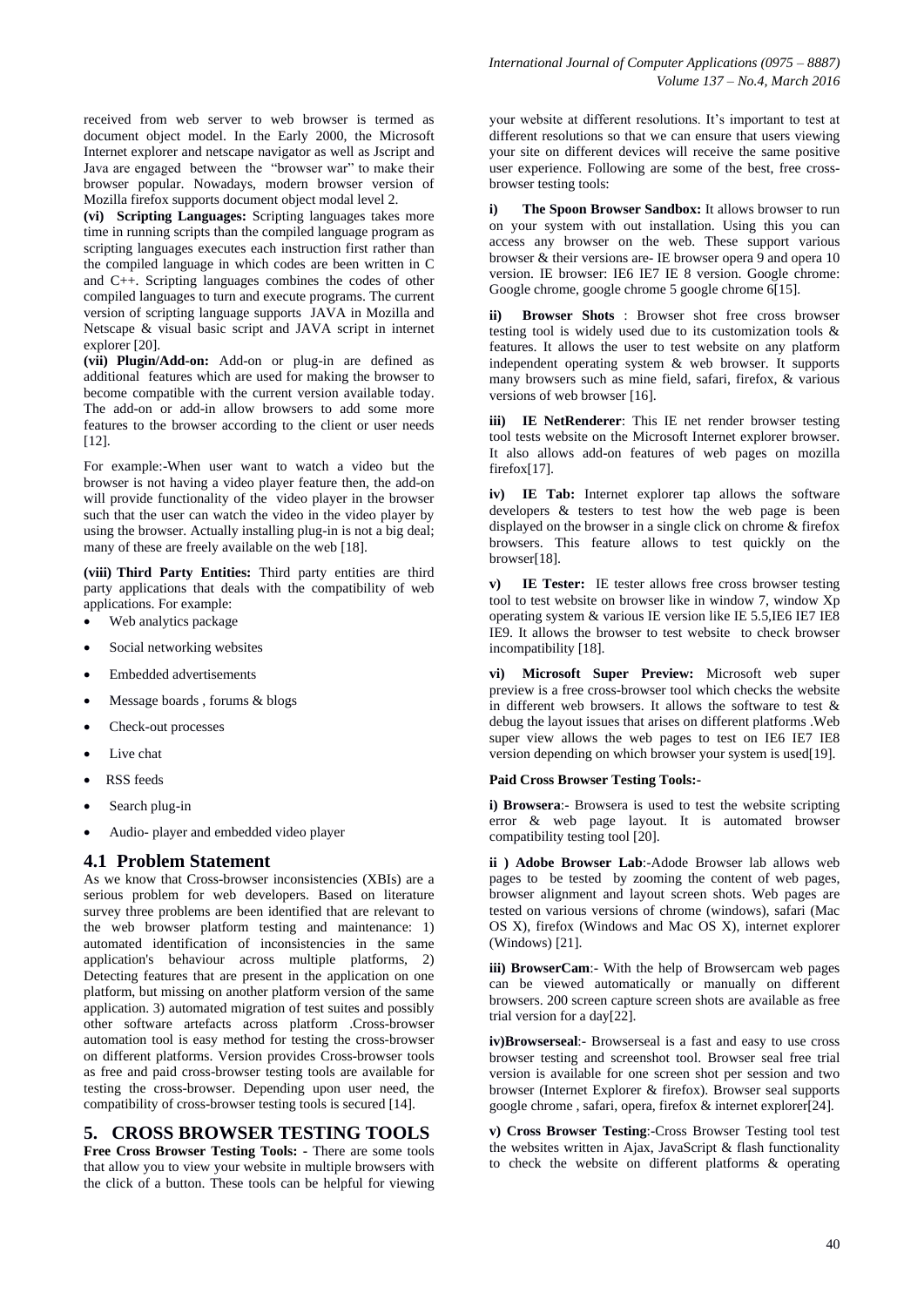received from web server to web browser is termed as document object model. In the Early 2000, the Microsoft Internet explorer and netscape navigator as well as Jscript and Java are engaged between the "browser war" to make their browser popular. Nowadays, modern browser version of Mozilla firefox supports document object modal level 2.

**(vi) Scripting Languages:** Scripting languages takes more time in running scripts than the compiled language program as scripting languages executes each instruction first rather than the compiled language in which codes are been written in C and C++. Scripting languages combines the codes of other compiled languages to turn and execute programs. The current version of scripting language supports JAVA in Mozilla and Netscape & visual basic script and JAVA script in internet explorer [20].

**(vii) Plugin/Add-on:** Add-on or plug-in are defined as additional features which are used for making the browser to become compatible with the current version available today. The add-on or add-in allow browsers to add some more features to the browser according to the client or user needs [12].

For example:-When user want to watch a video but the browser is not having a video player feature then, the add-on will provide functionality of the video player in the browser such that the user can watch the video in the video player by using the browser. Actually installing plug-in is not a big deal; many of these are freely available on the web [18].

**(viii) Third Party Entities:** Third party entities are third party applications that deals with the compatibility of web applications. For example:

- Web analytics package
- Social networking websites
- Embedded advertisements
- Message boards , forums & blogs
- Check-out processes
- Live chat
- RSS feeds
- Search plug-in
- Audio- player and embedded video player

## 4.1 Problem Statement

As we know that Cross-browser inconsistencies (XBIs) are a serious problem for web developers. Based on literature survey three problems are been identified that are relevant to the web browser platform testing and maintenance: 1) automated identification of inconsistencies in the same application's behaviour across multiple platforms, 2) Detecting features that are present in the application on one platform, but missing on another platform version of the same application. 3) automated migration of test suites and possibly other software artefacts across platform .Cross-browser automation tool is easy method for testing the cross-browser on different platforms. Version provides Cross-browser tools as free and paid cross-browser testing tools are available for testing the cross-browser. Depending upon user need, the compatibility of cross-browser testing tools is secured [14].

## 5. CROSS BROWSER TESTING TOOLS

**Free Cross Browser Testing Tools:** - There are some tools that allow you to view your website in multiple browsers with the click of a button. These tools can be helpful for viewing your website at different resolutions. It's important to test at different resolutions so that we can ensure that users viewing your site on different devices will receive the same positive user experience. Following are some of the best, free cross-browser testing tools:

**i) The Spoon Browser Sandbox:** It allows browser to run on your system with out installation. Using this you can access any browser on the web. These support various browser & their versions are- IE browser opera 9 and opera 10 version. IE browser: IE6 IE7 IE 8 version. Google chrome: Google chrome, google chrome 5 google chrome 6[15].

**ii) Browser Shots** : Browser shot free cross browser testing tool is widely used due to its customization tools & features. It allows the user to test website on any platform independent operating system & web browser. It supports many browsers such as mine field, safari, firefox, & various versions of web browser [16].

**iii) IE NetRenderer**: This IE net render browser testing tool tests website on the Microsoft Internet explorer browser. It also allows add-on features of web pages on mozilla firefox[17].

**iv) IE Tab:** Internet explorer tap allows the software developers & testers to test how the web page is been displayed on the browser in a single click on chrome & firefox browsers. This feature allows to test quickly on the browser[18].

**v) IE Tester:** IE tester allows free cross browser testing tool to test website on browser like in window 7, window Xp operating system & various IE version like IE 5.5,IE6 IE7 IE8 IE9. It allows the browser to test website to check browser incompatibility [18].

**vi) Microsoft Super Preview:** Microsoft web super preview is a free cross-browser tool which checks the website in different web browsers. It allows the software to test & debug the layout issues that arises on different platforms .Web super view allows the web pages to test on IE6 IE7 IE8 version depending on which browser your system is used[19].

**Paid Cross Browser Testing Tools:-**

**i) Browsera**:- Browsera is used to test the website scripting error & web page layout. It is automated browser compatibility testing tool [20].

**ii ) Adobe Browser Lab**:-Adode Browser lab allows web pages to be tested by zooming the content of web pages, browser alignment and layout screen shots. Web pages are tested on various versions of chrome (windows), safari (Mac OS X), firefox (Windows and Mac OS X), internet explorer (Windows) [21].

**iii) BrowserCam**:- With the help of Browsercam web pages can be viewed automatically or manually on different browsers. 200 screen capture screen shots are available as free trial version for a day[22].

**iv)Browserseal**:- Browserseal is a fast and easy to use cross browser testing and screenshot tool. Browser seal free trial version is available for one screen shot per session and two browser (Internet Explorer & firefox). Browser seal supports google chrome , safari, opera, firefox & internet explorer[24].

**v) Cross Browser Testing**:-Cross Browser Testing tool test the websites written in Ajax, JavaScript & flash functionality to check the website on different platforms & operating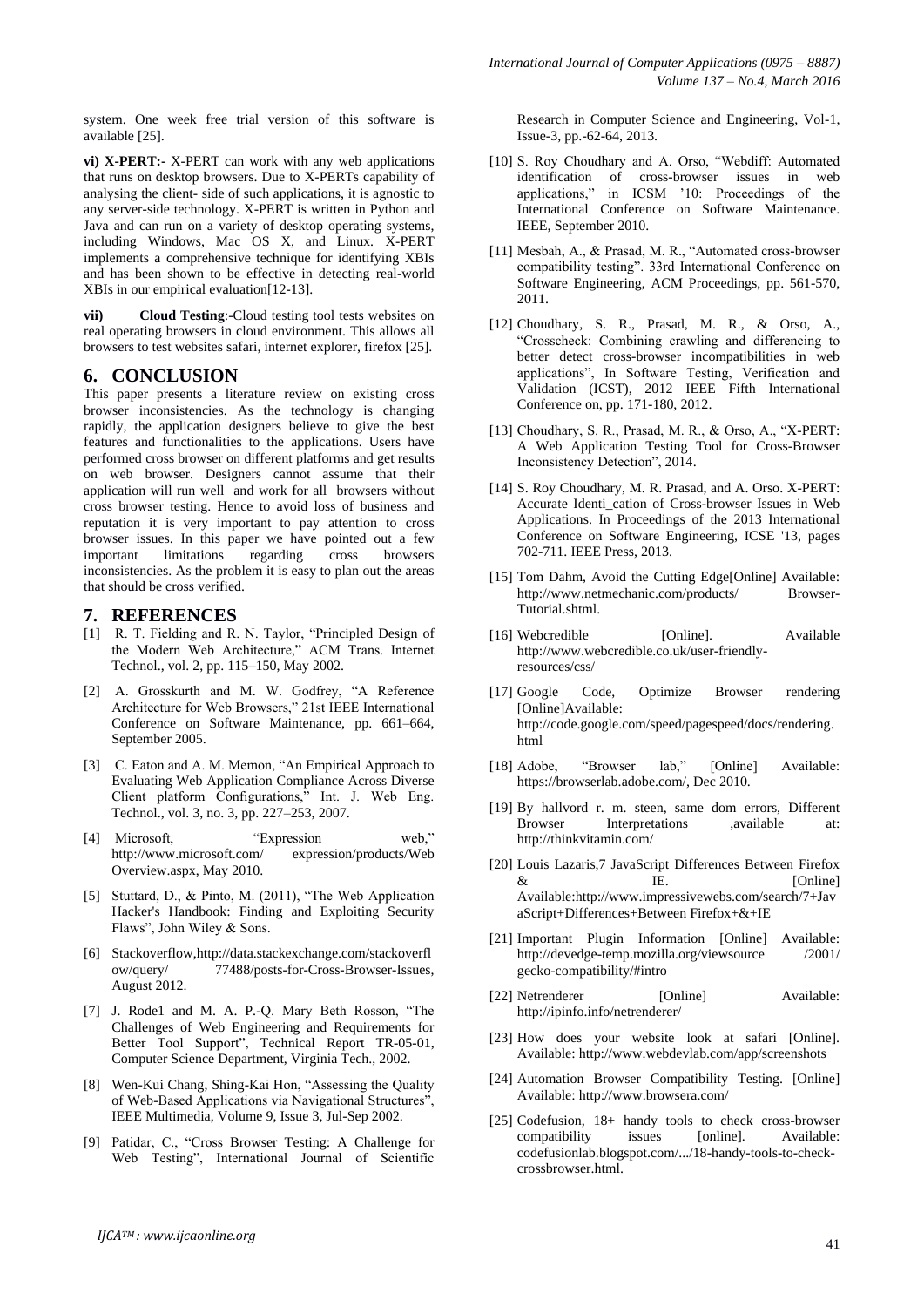system. One week free trial version of this software is available [25].

**vi) X-PERT:-** X-PERT can work with any web applications that runs on desktop browsers. Due to X-PERTs capability of analysing the client- side of such applications, it is agnostic to any server-side technology. X-PERT is written in Python and Java and can run on a variety of desktop operating systems, including Windows, Mac OS X, and Linux. X-PERT implements a comprehensive technique for identifying XBIs and has been shown to be effective in detecting real-world XBIs in our empirical evaluation[12-13].

**vii) Cloud Testing**:-Cloud testing tool tests websites on real operating browsers in cloud environment. This allows all browsers to test websites safari, internet explorer, firefox [25].

## 6. CONCLUSION

This paper presents a literature review on existing cross browser inconsistencies. As the technology is changing rapidly, the application designers believe to give the best features and functionalities to the applications. Users have performed cross browser on different platforms and get results on web browser. Designers cannot assume that their application will run well and work for all browsers without cross browser testing. Hence to avoid loss of business and reputation it is very important to pay attention to cross browser issues. In this paper we have pointed out a few important limitations regarding cross browsers inconsistencies. As the problem it is easy to plan out the areas that should be cross verified.

## 7. REFERENCES

[1] R. T. Fielding and R. N. Taylor, "Principled Design of the Modern Web Architecture," ACM Trans. Internet Technol., vol. 2, pp. 115–150, May 2002.

[2] A. Grosskurth and M. W. Godfrey, "A Reference Architecture for Web Browsers," 21st IEEE International Conference on Software Maintenance, pp. 661–664, September 2005.

[3] C. Eaton and A. M. Memon, "An Empirical Approach to Evaluating Web Application Compliance Across Diverse Client platform Configurations," Int. J. Web Eng. Technol., vol. 3, no. 3, pp. 227–253, 2007.

[4] Microsoft, "Expression web," http://www.microsoft.com/ expression/products/Web Overview.aspx, May 2010.

[5] Stuttard, D., & Pinto, M. (2011), "The Web Application Hacker's Handbook: Finding and Exploiting Security Flaws", John Wiley & Sons.

[6] Stackoverflow,http://data.stackexchange.com/stackoverflow/query/ 77488/posts-for-Cross-Browser-Issues, August 2012.

[7] J. Rode1 and M. A. P.-Q. Mary Beth Rosson, "The Challenges of Web Engineering and Requirements for Better Tool Support", Technical Report TR-05-01, Computer Science Department, Virginia Tech., 2002.

[8] Wen-Kui Chang, Shing-Kai Hon, "Assessing the Quality of Web-Based Applications via Navigational Structures", IEEE Multimedia, Volume 9, Issue 3, Jul-Sep 2002.

[9] Patidar, C., "Cross Browser Testing: A Challenge for Web Testing", International Journal of Scientific Research in Computer Science and Engineering, Vol-1, Issue-3, pp.-62-64, 2013.

[10] S. Roy Choudhary and A. Orso, "Webdiff: Automated identification of cross-browser issues in web applications," in ICSM '10: Proceedings of the International Conference on Software Maintenance. IEEE, September 2010.

[11] Mesbah, A., & Prasad, M. R., "Automated cross-browser compatibility testing". 33rd International Conference on Software Engineering, ACM Proceedings, pp. 561-570, 2011.

[12] Choudhary, S. R., Prasad, M. R., & Orso, A., "Crosscheck: Combining crawling and differencing to better detect cross-browser incompatibilities in web applications", In Software Testing, Verification and Validation (ICST), 2012 IEEE Fifth International Conference on, pp. 171-180, 2012.

[13] Choudhary, S. R., Prasad, M. R., & Orso, A., "X-PERT: A Web Application Testing Tool for Cross-Browser Inconsistency Detection", 2014.

[14] S. Roy Choudhary, M. R. Prasad, and A. Orso. X-PERT: Accurate Identi_cation of Cross-browser Issues in Web Applications. In Proceedings of the 2013 International Conference on Software Engineering, ICSE '13, pages 702-711. IEEE Press, 2013.

[15] Tom Dahm, Avoid the Cutting Edge[Online] Available: http://www.netmechanic.com/products/ Browser-Tutorial.shtml.

[16] Webcredible [Online]. Available http://www.webcredible.co.uk/user-friendly-resources/css/

[17] Google Code, Optimize Browser rendering [Online]Available: http://code.google.com/speed/pagespeed/docs/rendering.html

[18] Adobe, "Browser lab," [Online] Available: https://browserlab.adobe.com/, Dec 2010.

[19] By hallvord r. m. steen, same dom errors, Different Browser Interpretations ,available at: http://thinkvitamin.com/

[20] Louis Lazaris,7 JavaScript Differences Between Firefox & IE. [Online] Available:http://www.impressivewebs.com/search/7+JavaScript+Differences+Between Firefox+&+IE

[21] Important Plugin Information [Online] Available: http://devedge-temp.mozilla.org/viewsource /2001/ gecko-compatibility/#intro

[22] Netrenderer [Online] Available: http://ipinfo.info/netrenderer/

[23] How does your website look at safari [Online]. Available: http://www.webdevlab.com/app/screenshots

[24] Automation Browser Compatibility Testing. [Online] Available: http://www.browsera.com/

[25] Codefusion, 18+ handy tools to check cross-browser compatibility issues [online]. Available: codefusionlab.blogspot.com/.../18-handy-tools-to-check-crossbrowser.html.